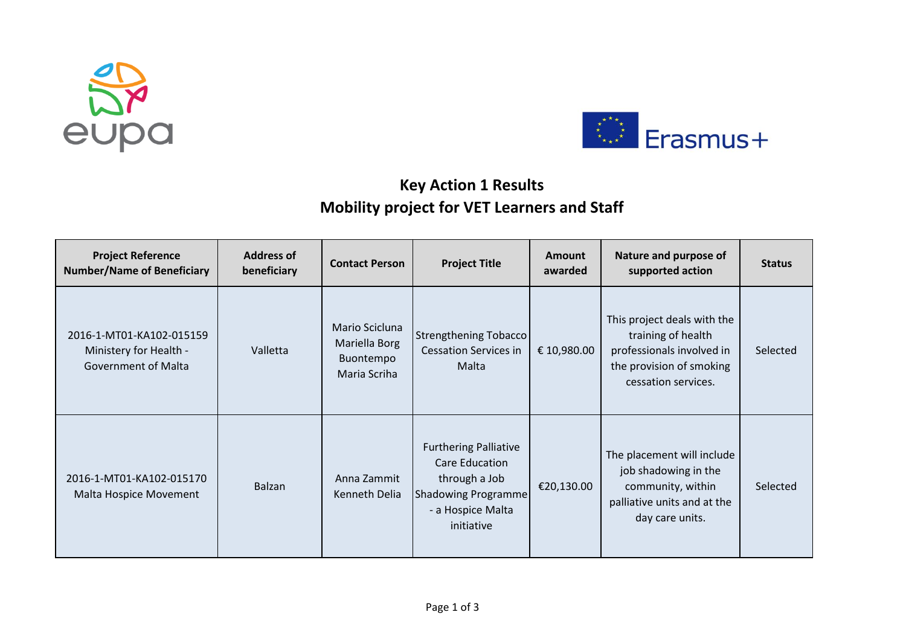# Key Action 1 Results
## Mobility project for VET Learners and Staff

| Project Reference Number/Name of Beneficiary | Address of beneficiary | Contact Person | Project Title | Amount awarded | Nature and purpose of supported action | Status |
|---|---|---|---|---|---|---|
| 2016-1-MT01-KA102-015159 Ministery for Health - Government of Malta | Valletta | Mario Scicluna Mariella Borg Buontempo Maria Scriha | Strengthening Tobacco Cessation Services in Malta | € 10,980.00 | This project deals with the training of health professionals involved in the provision of smoking cessation services. | Selected |
| 2016-1-MT01-KA102-015170 Malta Hospice Movement | Balzan | Anna Zammit Kenneth Delia | Furthering Palliative Care Education through a Job Shadowing Programme - a Hospice Malta initiative | €20,130.00 | The placement will include job shadowing in the community, within palliative units and at the day care units. | Selected |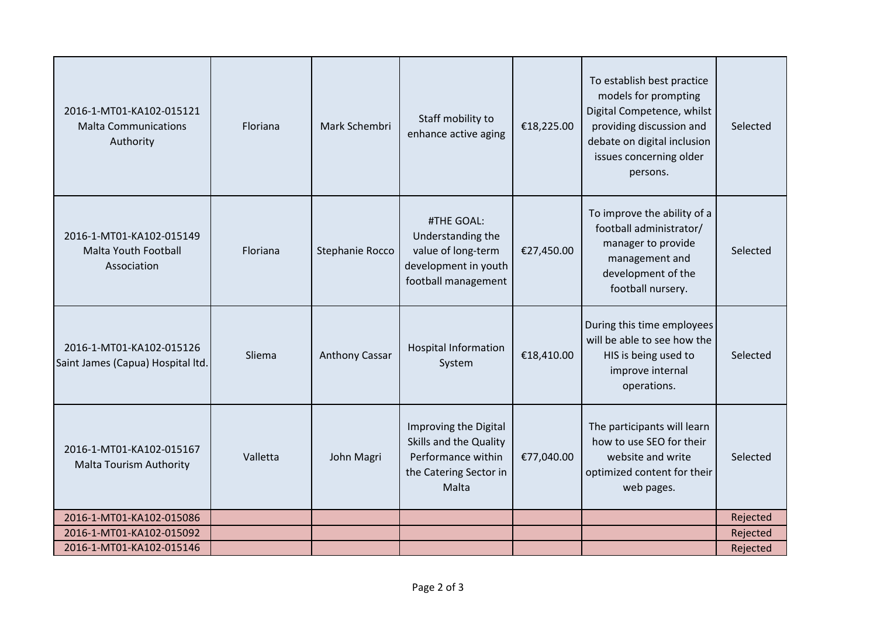|  |  |  |  |  |  |  |
|---|---|---|---|---|---|---|
| 2016-1-MT01-KA102-015121 Malta Communications Authority | Floriana | Mark Schembri | Staff mobility to enhance active aging | €18,225.00 | To establish best practice models for prompting Digital Competence, whilst providing discussion and debate on digital inclusion issues concerning older persons. | Selected |
| 2016-1-MT01-KA102-015149 Malta Youth Football Association | Floriana | Stephanie Rocco | #THE GOAL: Understanding the value of long-term development in youth football management | €27,450.00 | To improve the ability of a football administrator/ manager to provide management and development of the football nursery. | Selected |
| 2016-1-MT01-KA102-015126 Saint James (Capua) Hospital ltd. | Sliema | Anthony Cassar | Hospital Information System | €18,410.00 | During this time employees will be able to see how the HIS is being used to improve internal operations. | Selected |
| 2016-1-MT01-KA102-015167 Malta Tourism Authority | Valletta | John Magri | Improving the Digital Skills and the Quality Performance within the Catering Sector in Malta | €77,040.00 | The participants will learn how to use SEO for their website and write optimized content for their web pages. | Selected |
| 2016-1-MT01-KA102-015086 |  |  |  |  |  | Rejected |
| 2016-1-MT01-KA102-015092 |  |  |  |  |  | Rejected |
| 2016-1-MT01-KA102-015146 |  |  |  |  |  | Rejected |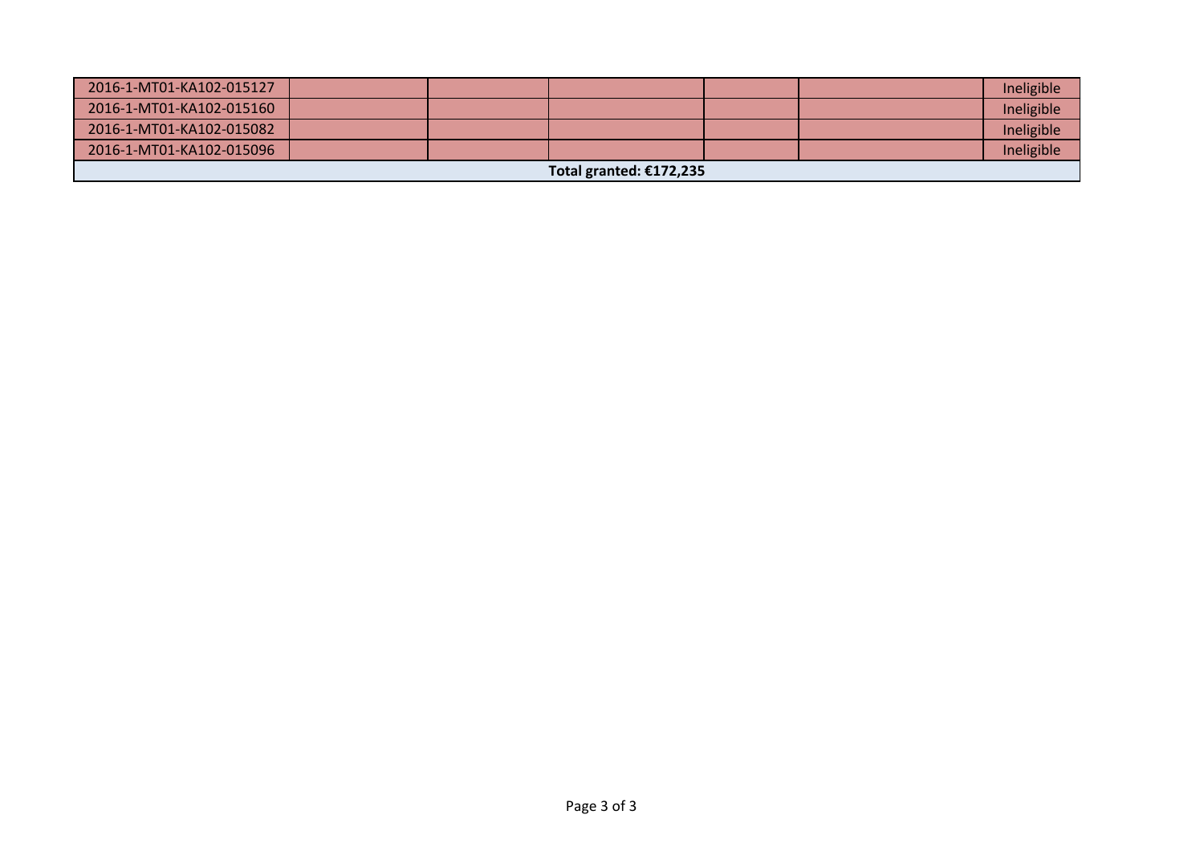| | | | | | | |
|---|---|---|---|---|---|---|
| 2016-1-MT01-KA102-015127 | | | | | | Ineligible |
| 2016-1-MT01-KA102-015160 | | | | | | Ineligible |
| 2016-1-MT01-KA102-015082 | | | | | | Ineligible |
| 2016-1-MT01-KA102-015096 | | | | | | Ineligible |
| **Total granted: €172,235** | | | | | | |